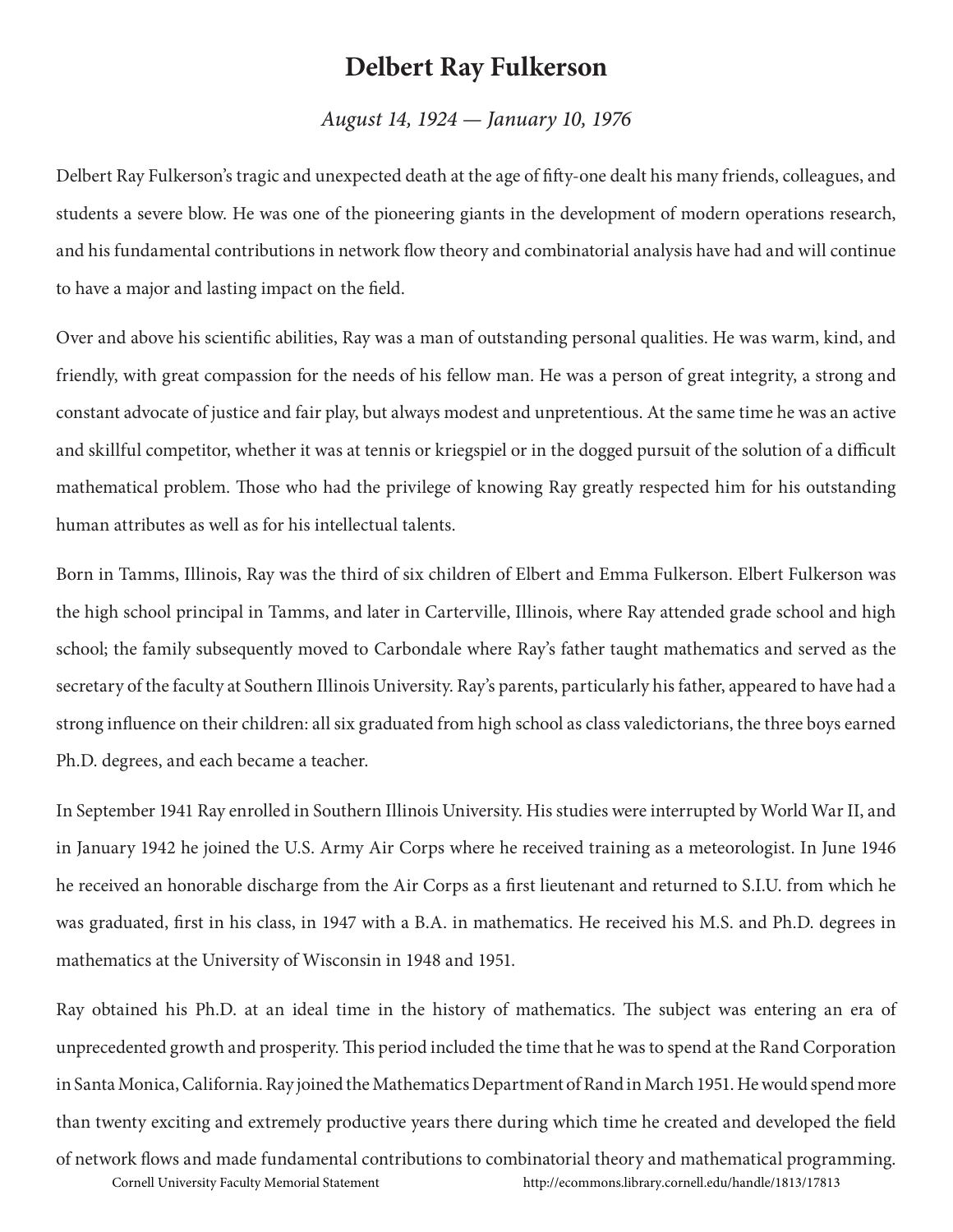# Delbert Ray Fulkerson

*August 14, 1924 — January 10, 1976*

Delbert Ray Fulkerson's tragic and unexpected death at the age of fifty-one dealt his many friends, colleagues, and students a severe blow. He was one of the pioneering giants in the development of modern operations research, and his fundamental contributions in network flow theory and combinatorial analysis have had and will continue to have a major and lasting impact on the field.

Over and above his scientific abilities, Ray was a man of outstanding personal qualities. He was warm, kind, and friendly, with great compassion for the needs of his fellow man. He was a person of great integrity, a strong and constant advocate of justice and fair play, but always modest and unpretentious. At the same time he was an active and skillful competitor, whether it was at tennis or kriegspiel or in the dogged pursuit of the solution of a difficult mathematical problem. Those who had the privilege of knowing Ray greatly respected him for his outstanding human attributes as well as for his intellectual talents.

Born in Tamms, Illinois, Ray was the third of six children of Elbert and Emma Fulkerson. Elbert Fulkerson was the high school principal in Tamms, and later in Carterville, Illinois, where Ray attended grade school and high school; the family subsequently moved to Carbondale where Ray's father taught mathematics and served as the secretary of the faculty at Southern Illinois University. Ray's parents, particularly his father, appeared to have had a strong influence on their children: all six graduated from high school as class valedictorians, the three boys earned Ph.D. degrees, and each became a teacher.

In September 1941 Ray enrolled in Southern Illinois University. His studies were interrupted by World War II, and in January 1942 he joined the U.S. Army Air Corps where he received training as a meteorologist. In June 1946 he received an honorable discharge from the Air Corps as a first lieutenant and returned to S.I.U. from which he was graduated, first in his class, in 1947 with a B.A. in mathematics. He received his M.S. and Ph.D. degrees in mathematics at the University of Wisconsin in 1948 and 1951.

Ray obtained his Ph.D. at an ideal time in the history of mathematics. The subject was entering an era of unprecedented growth and prosperity. This period included the time that he was to spend at the Rand Corporation in Santa Monica, California. Ray joined the Mathematics Department of Rand in March 1951. He would spend more than twenty exciting and extremely productive years there during which time he created and developed the field of network flows and made fundamental contributions to combinatorial theory and mathematical programming.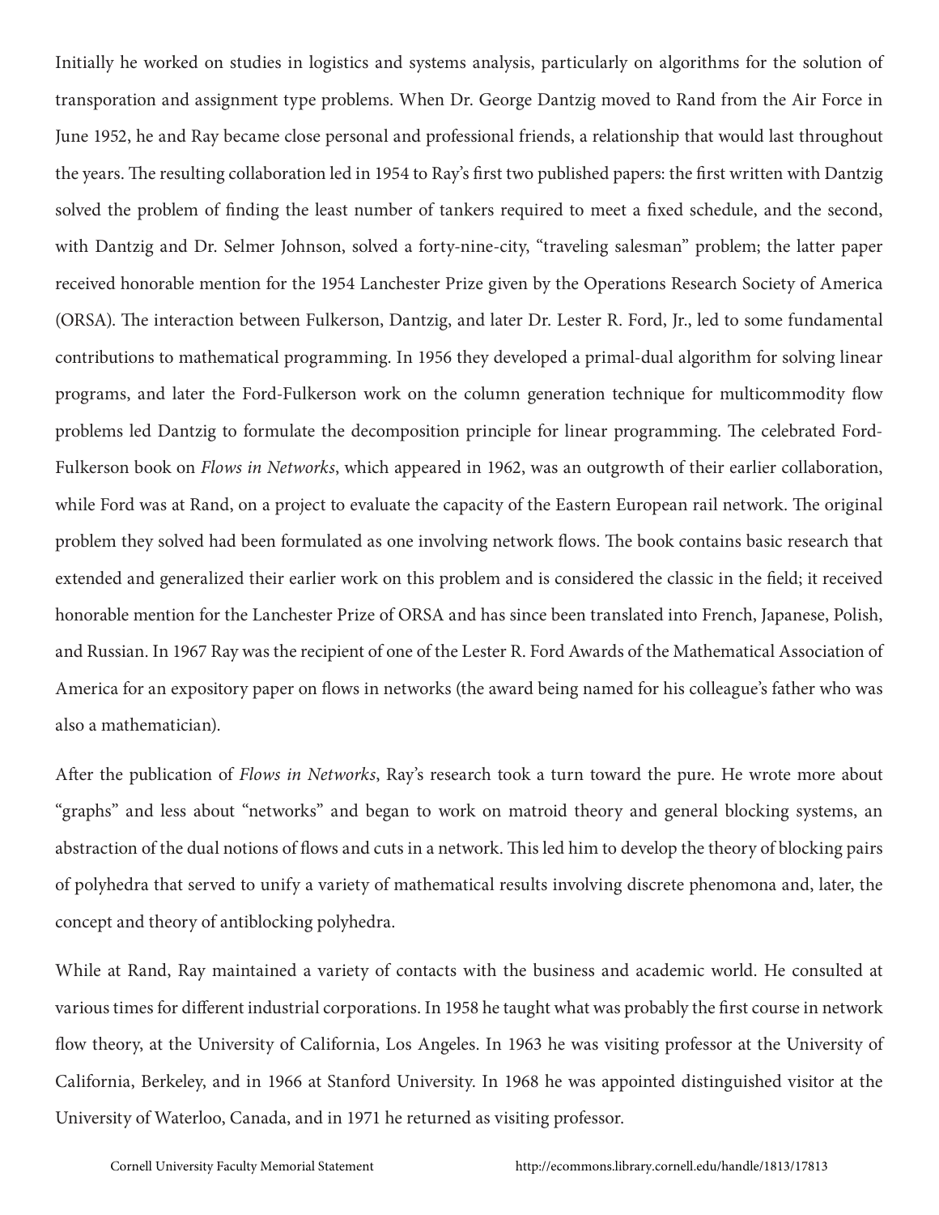Initially he worked on studies in logistics and systems analysis, particularly on algorithms for the solution of transporation and assignment type problems. When Dr. George Dantzig moved to Rand from the Air Force in June 1952, he and Ray became close personal and professional friends, a relationship that would last throughout the years. The resulting collaboration led in 1954 to Ray's first two published papers: the first written with Dantzig solved the problem of finding the least number of tankers required to meet a fixed schedule, and the second, with Dantzig and Dr. Selmer Johnson, solved a forty-nine-city, "traveling salesman" problem; the latter paper received honorable mention for the 1954 Lanchester Prize given by the Operations Research Society of America (ORSA). The interaction between Fulkerson, Dantzig, and later Dr. Lester R. Ford, Jr., led to some fundamental contributions to mathematical programming. In 1956 they developed a primal-dual algorithm for solving linear programs, and later the Ford-Fulkerson work on the column generation technique for multicommodity flow problems led Dantzig to formulate the decomposition principle for linear programming. The celebrated Ford-Fulkerson book on *Flows in Networks*, which appeared in 1962, was an outgrowth of their earlier collaboration, while Ford was at Rand, on a project to evaluate the capacity of the Eastern European rail network. The original problem they solved had been formulated as one involving network flows. The book contains basic research that extended and generalized their earlier work on this problem and is considered the classic in the field; it received honorable mention for the Lanchester Prize of ORSA and has since been translated into French, Japanese, Polish, and Russian. In 1967 Ray was the recipient of one of the Lester R. Ford Awards of the Mathematical Association of America for an expository paper on flows in networks (the award being named for his colleague's father who was also a mathematician).

After the publication of *Flows in Networks*, Ray's research took a turn toward the pure. He wrote more about "graphs" and less about "networks" and began to work on matroid theory and general blocking systems, an abstraction of the dual notions of flows and cuts in a network. This led him to develop the theory of blocking pairs of polyhedra that served to unify a variety of mathematical results involving discrete phenomona and, later, the concept and theory of antiblocking polyhedra.

While at Rand, Ray maintained a variety of contacts with the business and academic world. He consulted at various times for different industrial corporations. In 1958 he taught what was probably the first course in network flow theory, at the University of California, Los Angeles. In 1963 he was visiting professor at the University of California, Berkeley, and in 1966 at Stanford University. In 1968 he was appointed distinguished visitor at the University of Waterloo, Canada, and in 1971 he returned as visiting professor.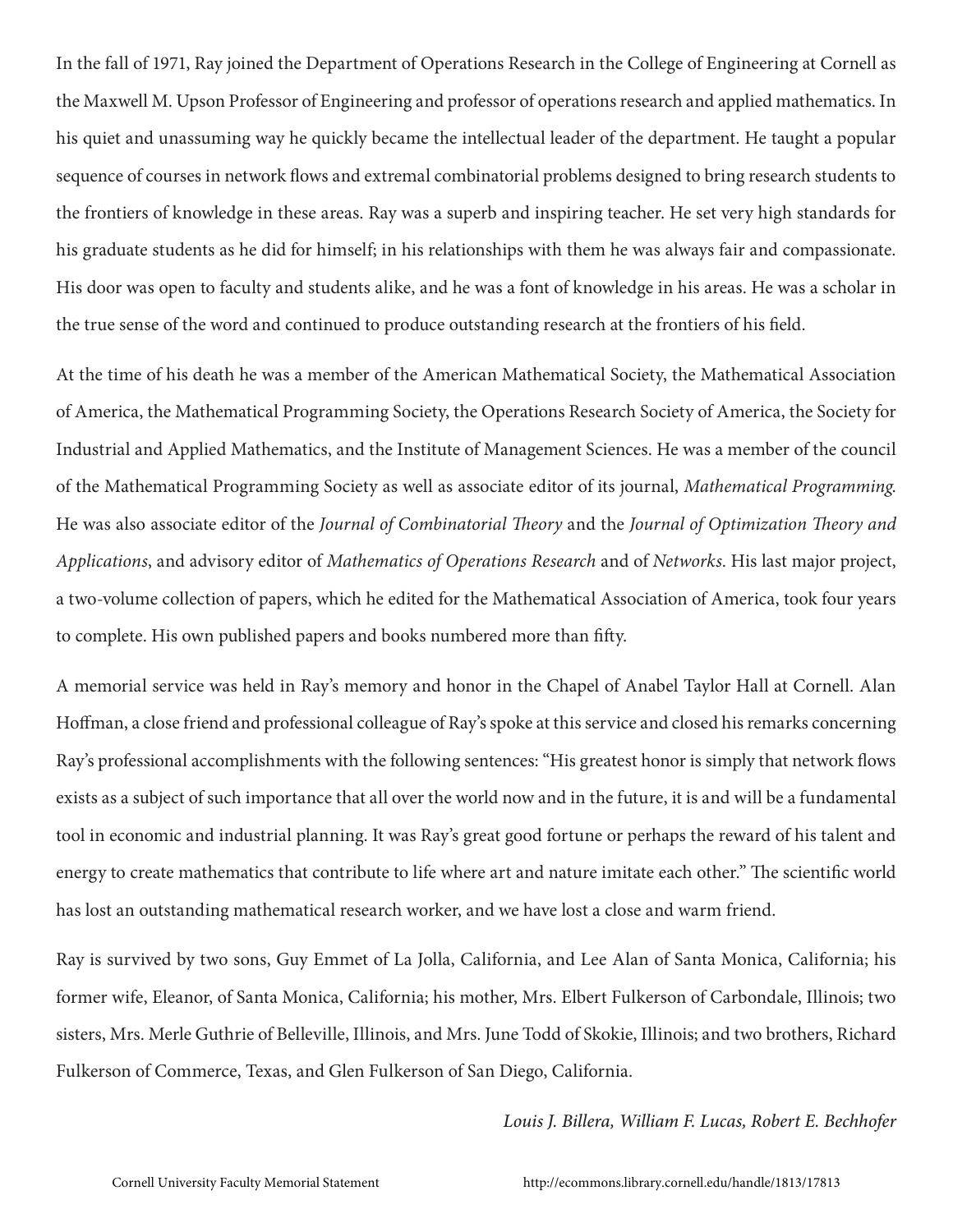In the fall of 1971, Ray joined the Department of Operations Research in the College of Engineering at Cornell as the Maxwell M. Upson Professor of Engineering and professor of operations research and applied mathematics. In his quiet and unassuming way he quickly became the intellectual leader of the department. He taught a popular sequence of courses in network flows and extremal combinatorial problems designed to bring research students to the frontiers of knowledge in these areas. Ray was a superb and inspiring teacher. He set very high standards for his graduate students as he did for himself; in his relationships with them he was always fair and compassionate. His door was open to faculty and students alike, and he was a font of knowledge in his areas. He was a scholar in the true sense of the word and continued to produce outstanding research at the frontiers of his field.

At the time of his death he was a member of the American Mathematical Society, the Mathematical Association of America, the Mathematical Programming Society, the Operations Research Society of America, the Society for Industrial and Applied Mathematics, and the Institute of Management Sciences. He was a member of the council of the Mathematical Programming Society as well as associate editor of its journal, *Mathematical Programming*. He was also associate editor of the *Journal of Combinatorial Theory* and the *Journal of Optimization Theory and Applications*, and advisory editor of *Mathematics of Operations Research* and of *Networks*. His last major project, a two-volume collection of papers, which he edited for the Mathematical Association of America, took four years to complete. His own published papers and books numbered more than fifty.

A memorial service was held in Ray's memory and honor in the Chapel of Anabel Taylor Hall at Cornell. Alan Hoffman, a close friend and professional colleague of Ray's spoke at this service and closed his remarks concerning Ray's professional accomplishments with the following sentences: "His greatest honor is simply that network flows exists as a subject of such importance that all over the world now and in the future, it is and will be a fundamental tool in economic and industrial planning. It was Ray's great good fortune or perhaps the reward of his talent and energy to create mathematics that contribute to life where art and nature imitate each other." The scientific world has lost an outstanding mathematical research worker, and we have lost a close and warm friend.

Ray is survived by two sons, Guy Emmet of La Jolla, California, and Lee Alan of Santa Monica, California; his former wife, Eleanor, of Santa Monica, California; his mother, Mrs. Elbert Fulkerson of Carbondale, Illinois; two sisters, Mrs. Merle Guthrie of Belleville, Illinois, and Mrs. June Todd of Skokie, Illinois; and two brothers, Richard Fulkerson of Commerce, Texas, and Glen Fulkerson of San Diego, California.

*Louis J. Billera, William F. Lucas, Robert E. Bechhofer*